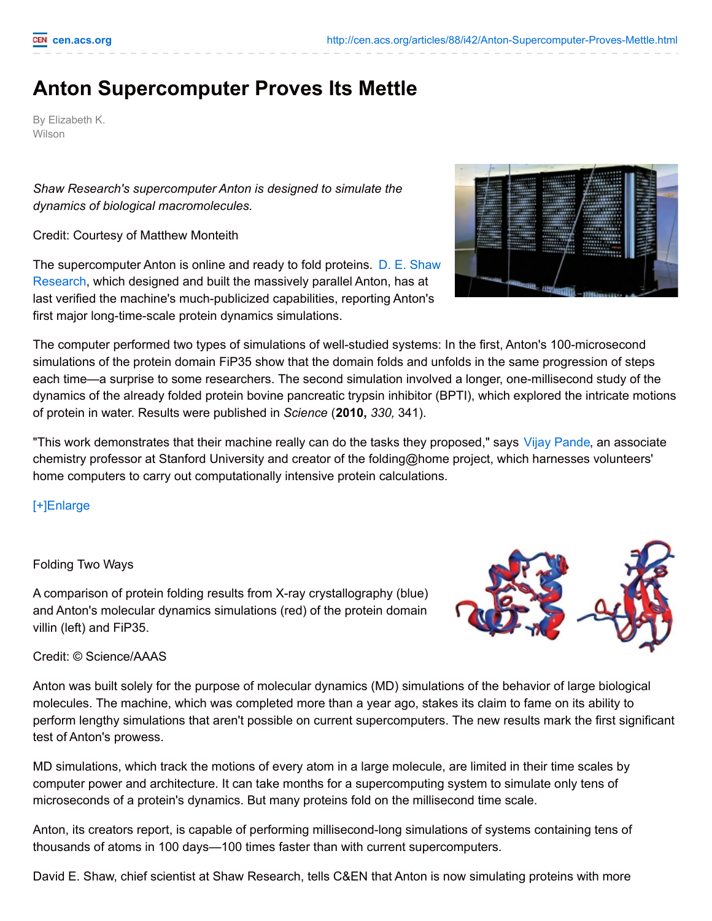# Anton Supercomputer Proves Its Mettle

By Elizabeth K. Wilson

*Shaw Research's supercomputer Anton is designed to simulate the dynamics of biological macromolecules.*

Credit: Courtesy of Matthew Monteith

The supercomputer Anton is online and ready to fold proteins. D. E. Shaw Research, which designed and built the massively parallel Anton, has at last verified the machine's much-publicized capabilities, reporting Anton's first major long-time-scale protein dynamics simulations.

The computer performed two types of simulations of well-studied systems: In the first, Anton's 100-microsecond simulations of the protein domain FiP35 show that the domain folds and unfolds in the same progression of steps each time—a surprise to some researchers. The second simulation involved a longer, one-millisecond study of the dynamics of the already folded protein bovine pancreatic trypsin inhibitor (BPTI), which explored the intricate motions of protein in water. Results were published in *Science* (**2010,** *330,* 341).

"This work demonstrates that their machine really can do the tasks they proposed," says Vijay Pande, an associate chemistry professor at Stanford University and creator of the folding@home project, which harnesses volunteers' home computers to carry out computationally intensive protein calculations.

[+]Enlarge

Folding Two Ways

A comparison of protein folding results from X-ray crystallography (blue) and Anton's molecular dynamics simulations (red) of the protein domain villin (left) and FiP35.

Credit: © Science/AAAS

Anton was built solely for the purpose of molecular dynamics (MD) simulations of the behavior of large biological molecules. The machine, which was completed more than a year ago, stakes its claim to fame on its ability to perform lengthy simulations that aren't possible on current supercomputers. The new results mark the first significant test of Anton's prowess.

MD simulations, which track the motions of every atom in a large molecule, are limited in their time scales by computer power and architecture. It can take months for a supercomputing system to simulate only tens of microseconds of a protein's dynamics. But many proteins fold on the millisecond time scale.

Anton, its creators report, is capable of performing millisecond-long simulations of systems containing tens of thousands of atoms in 100 days—100 times faster than with current supercomputers.

David E. Shaw, chief scientist at Shaw Research, tells C&EN that Anton is now simulating proteins with more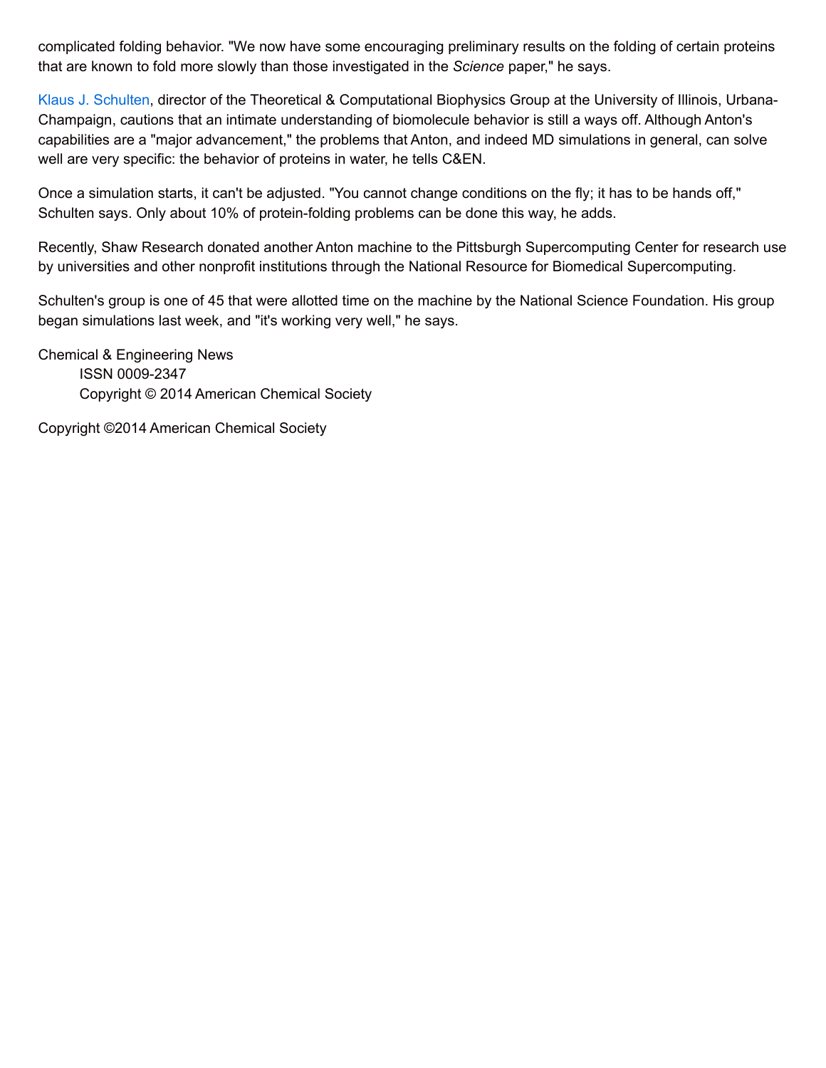complicated folding behavior. "We now have some encouraging preliminary results on the folding of certain proteins that are known to fold more slowly than those investigated in the *Science* paper," he says.

Klaus J. Schulten, director of the Theoretical & Computational Biophysics Group at the University of Illinois, Urbana-Champaign, cautions that an intimate understanding of biomolecule behavior is still a ways off. Although Anton's capabilities are a "major advancement," the problems that Anton, and indeed MD simulations in general, can solve well are very specific: the behavior of proteins in water, he tells C&EN.

Once a simulation starts, it can't be adjusted. "You cannot change conditions on the fly; it has to be hands off," Schulten says. Only about 10% of protein-folding problems can be done this way, he adds.

Recently, Shaw Research donated another Anton machine to the Pittsburgh Supercomputing Center for research use by universities and other nonprofit institutions through the National Resource for Biomedical Supercomputing.

Schulten's group is one of 45 that were allotted time on the machine by the National Science Foundation. His group began simulations last week, and "it's working very well," he says.

Chemical & Engineering News
ISSN 0009-2347
Copyright © 2014 American Chemical Society

Copyright ©2014 American Chemical Society